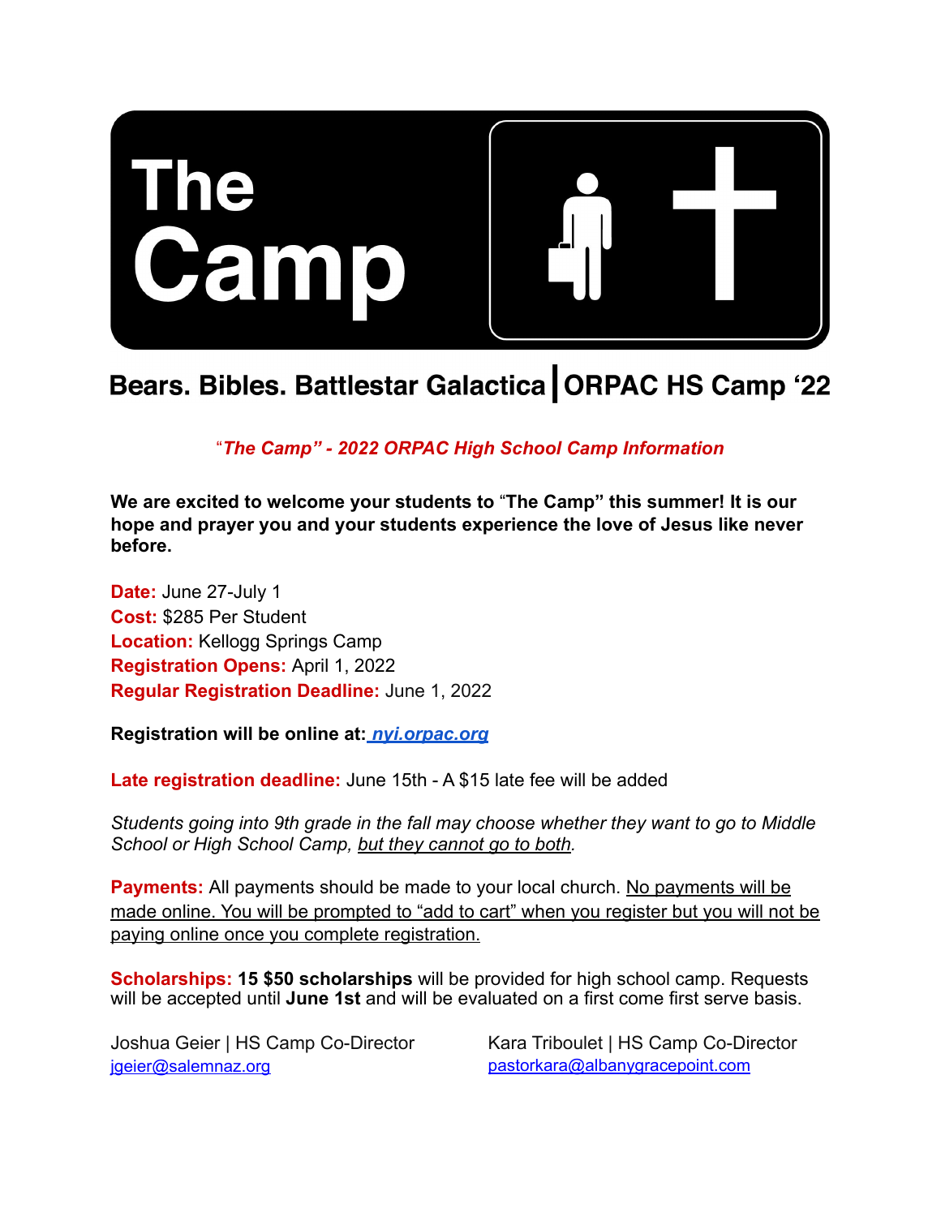# The Camp

## Bears. Bibles. Battlestar Galactica | ORPAC HS Camp '22

*"The Camp" - 2022 ORPAC High School Camp Information*

**We are excited to welcome your students to "The Camp" this summer! It is our hope and prayer you and your students experience the love of Jesus like never before.**

**Date:** June 27-July 1
**Cost:** $285 Per Student
**Location:** Kellogg Springs Camp
**Registration Opens:** April 1, 2022
**Regular Registration Deadline:** June 1, 2022

**Registration will be online at: *nyi.orpac.org***

**Late registration deadline:** June 15th - A $15 late fee will be added

*Students going into 9th grade in the fall may choose whether they want to go to Middle School or High School Camp, but they cannot go to both.*

**Payments:** All payments should be made to your local church. No payments will be made online. You will be prompted to "add to cart" when you register but you will not be paying online once you complete registration.

**Scholarships:** **15 $50 scholarships** will be provided for high school camp. Requests will be accepted until **June 1st** and will be evaluated on a first come first serve basis.

Joshua Geier | HS Camp Co-Director
jgeier@salemnaz.org

Kara Triboulet | HS Camp Co-Director
pastorkara@albanygracepoint.com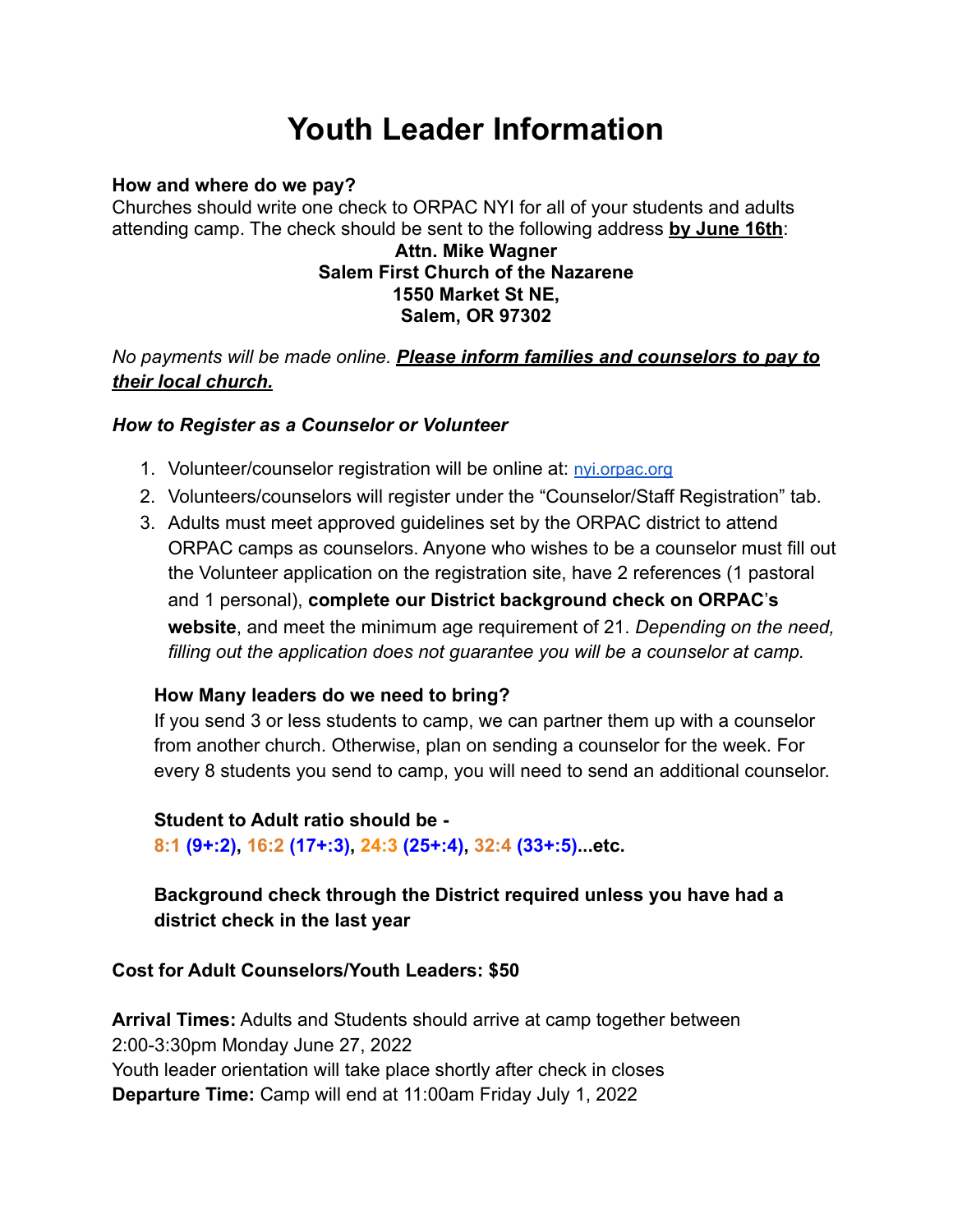# Youth Leader Information

**How and where do we pay?**
Churches should write one check to ORPAC NYI for all of your students and adults attending camp. The check should be sent to the following address **by June 16th**:

**Attn. Mike Wagner**
**Salem First Church of the Nazarene**
**1550 Market St NE,**
**Salem, OR 97302**

*No payments will be made online.* ***Please inform families and counselors to pay to their local church.***

***How to Register as a Counselor or Volunteer***

1. Volunteer/counselor registration will be online at: nyi.orpac.org
2. Volunteers/counselors will register under the "Counselor/Staff Registration" tab.
3. Adults must meet approved guidelines set by the ORPAC district to attend ORPAC camps as counselors. Anyone who wishes to be a counselor must fill out the Volunteer application on the registration site, have 2 references (1 pastoral and 1 personal), **complete our District background check on ORPAC's website**, and meet the minimum age requirement of 21. *Depending on the need, filling out the application does not guarantee you will be a counselor at camp.*

**How Many leaders do we need to bring?**
If you send 3 or less students to camp, we can partner them up with a counselor from another church. Otherwise, plan on sending a counselor for the week. For every 8 students you send to camp, you will need to send an additional counselor.

**Student to Adult ratio should be -**
**8:1 (9+:2), 16:2 (17+:3), 24:3 (25+:4), 32:4 (33+:5)...etc.**

**Background check through the District required unless you have had a district check in the last year**

**Cost for Adult Counselors/Youth Leaders: $50**

**Arrival Times:** Adults and Students should arrive at camp together between 2:00-3:30pm Monday June 27, 2022
Youth leader orientation will take place shortly after check in closes
**Departure Time:** Camp will end at 11:00am Friday July 1, 2022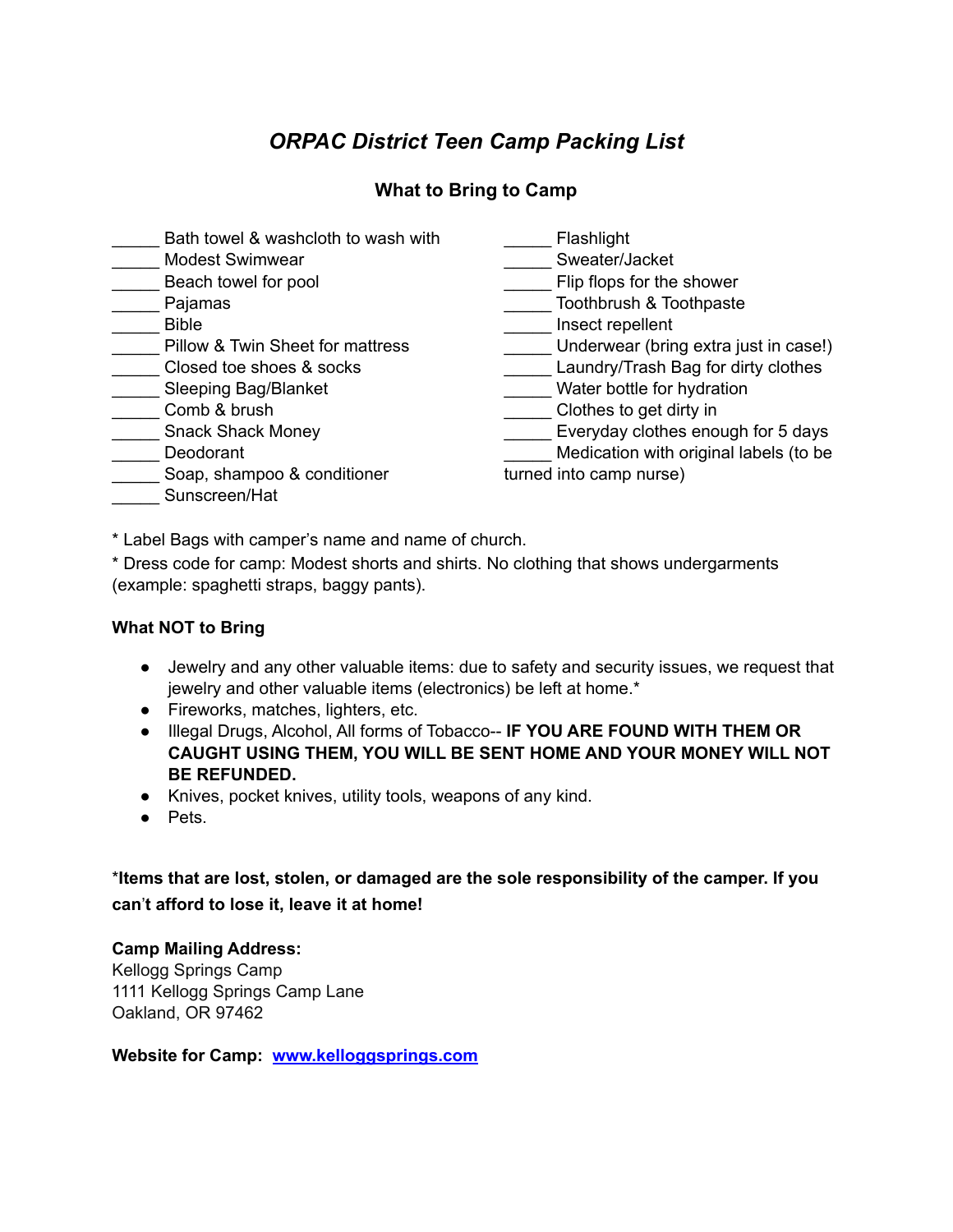# *ORPAC District Teen Camp Packing List*

## What to Bring to Camp

_____ Bath towel & washcloth to wash with
_____ Modest Swimwear
_____ Beach towel for pool
_____ Pajamas
_____ Bible
_____ Pillow & Twin Sheet for mattress
_____ Closed toe shoes & socks
_____ Sleeping Bag/Blanket
_____ Comb & brush
_____ Snack Shack Money
_____ Deodorant
_____ Soap, shampoo & conditioner
_____ Sunscreen/Hat
_____ Flashlight
_____ Sweater/Jacket
_____ Flip flops for the shower
_____ Toothbrush & Toothpaste
_____ Insect repellent
_____ Underwear (bring extra just in case!)
_____ Laundry/Trash Bag for dirty clothes
_____ Water bottle for hydration
_____ Clothes to get dirty in
_____ Everyday clothes enough for 5 days
_____ Medication with original labels (to be turned into camp nurse)

* Label Bags with camper's name and name of church.
* Dress code for camp: Modest shorts and shirts. No clothing that shows undergarments (example: spaghetti straps, baggy pants).

### What NOT to Bring

- Jewelry and any other valuable items: due to safety and security issues, we request that jewelry and other valuable items (electronics) be left at home.*
- Fireworks, matches, lighters, etc.
- Illegal Drugs, Alcohol, All forms of Tobacco-- **IF YOU ARE FOUND WITH THEM OR CAUGHT USING THEM, YOU WILL BE SENT HOME AND YOUR MONEY WILL NOT BE REFUNDED.**
- Knives, pocket knives, utility tools, weapons of any kind.
- Pets.

***Items that are lost, stolen, or damaged are the sole responsibility of the camper. If you can't afford to lose it, leave it at home!**

**Camp Mailing Address:**
Kellogg Springs Camp
1111 Kellogg Springs Camp Lane
Oakland, OR 97462

**Website for Camp:** [www.kelloggsprings.com](http://www.kelloggsprings.com)